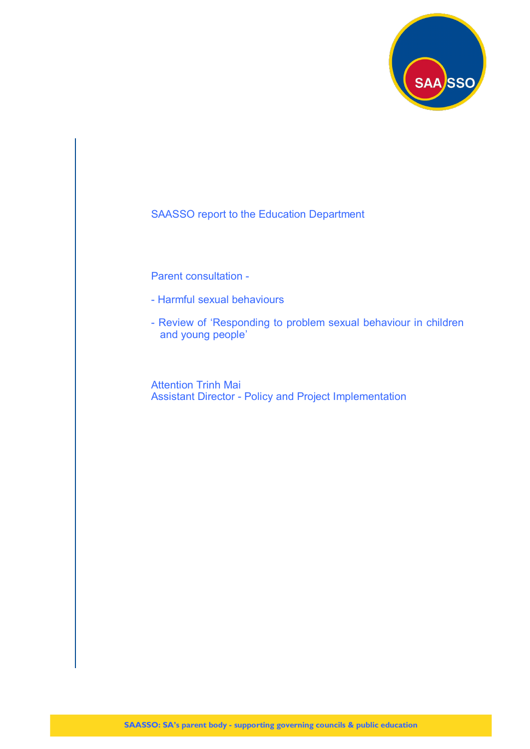SAASSO report to the Education Department

Parent consultation -

- Harmful sexual behaviours
- Review of ‘Responding to problem sexual behaviour in children and young people’

Attention Trinh Mai
Assistant Director - Policy and Project Implementation

SAASSO: SA’s parent body - supporting governing councils & public education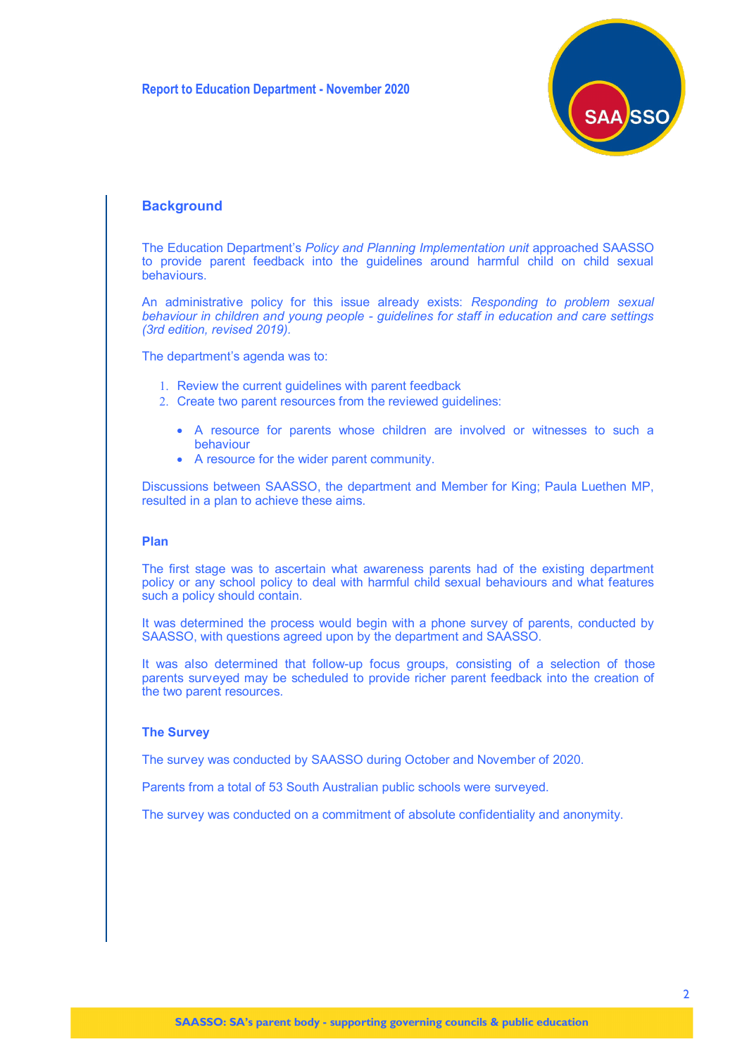Report to Education Department - November 2020

## Background

The Education Department's *Policy and Planning Implementation unit* approached SAASSO to provide parent feedback into the guidelines around harmful child on child sexual behaviours.

An administrative policy for this issue already exists: *Responding to problem sexual behaviour in children and young people - guidelines for staff in education and care settings (3rd edition, revised 2019).*

The department's agenda was to:

1. Review the current guidelines with parent feedback
2. Create two parent resources from the reviewed guidelines:
   - A resource for parents whose children are involved or witnesses to such a behaviour
   - A resource for the wider parent community.

Discussions between SAASSO, the department and Member for King; Paula Luethen MP, resulted in a plan to achieve these aims.

### Plan

The first stage was to ascertain what awareness parents had of the existing department policy or any school policy to deal with harmful child sexual behaviours and what features such a policy should contain.

It was determined the process would begin with a phone survey of parents, conducted by SAASSO, with questions agreed upon by the department and SAASSO.

It was also determined that follow-up focus groups, consisting of a selection of those parents surveyed may be scheduled to provide richer parent feedback into the creation of the two parent resources.

### The Survey

The survey was conducted by SAASSO during October and November of 2020.

Parents from a total of 53 South Australian public schools were surveyed.

The survey was conducted on a commitment of absolute confidentiality and anonymity.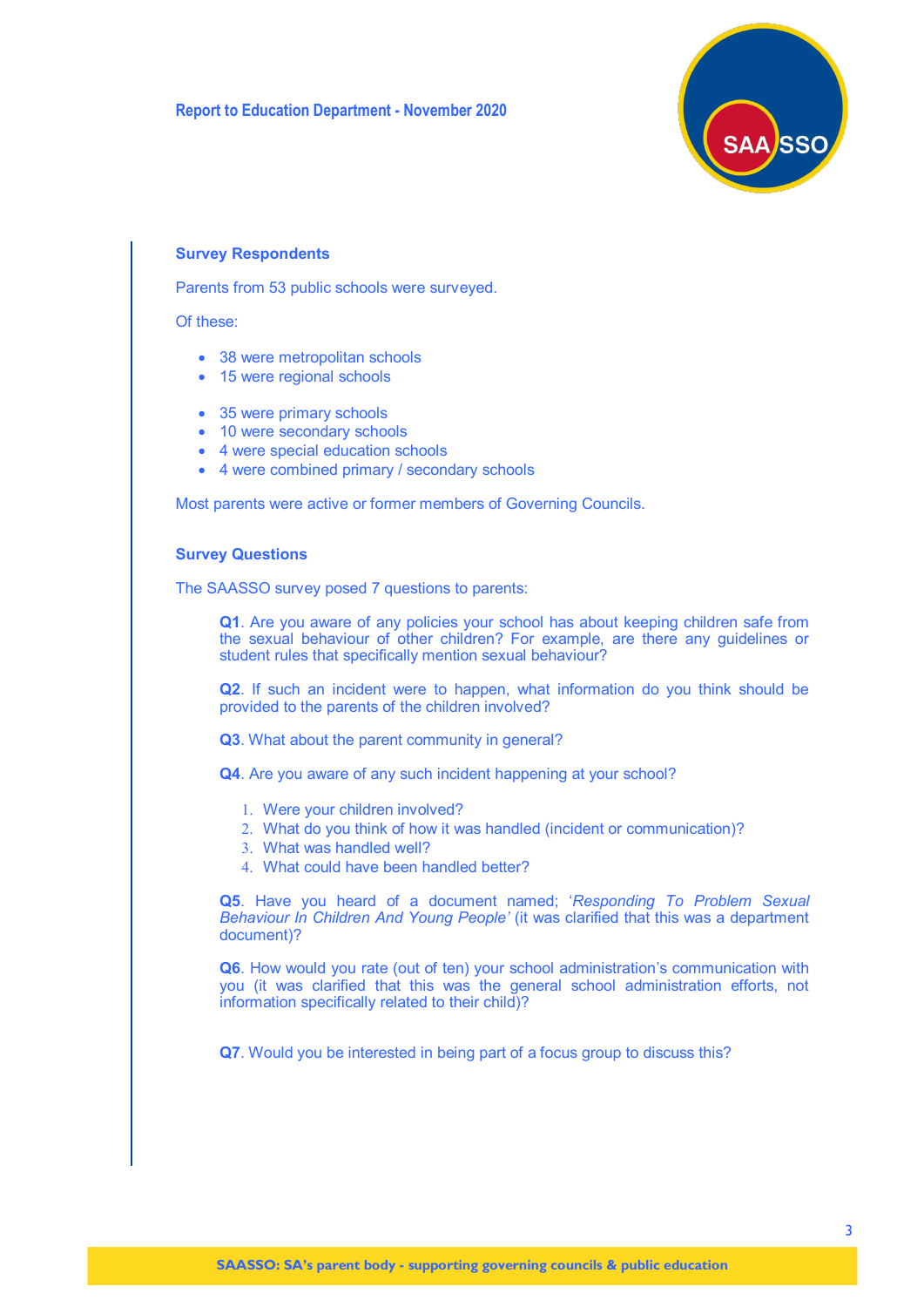## Survey Respondents

Parents from 53 public schools were surveyed.

Of these:

- 38 were metropolitan schools
- 15 were regional schools

- 35 were primary schools
- 10 were secondary schools
- 4 were special education schools
- 4 were combined primary / secondary schools

Most parents were active or former members of Governing Councils.

## Survey Questions

The SAASSO survey posed 7 questions to parents:

**Q1**. Are you aware of any policies your school has about keeping children safe from the sexual behaviour of other children? For example, are there any guidelines or student rules that specifically mention sexual behaviour?

**Q2**. If such an incident were to happen, what information do you think should be provided to the parents of the children involved?

**Q3**. What about the parent community in general?

**Q4**. Are you aware of any such incident happening at your school?

1. Were your children involved?
2. What do you think of how it was handled (incident or communication)?
3. What was handled well?
4. What could have been handled better?

**Q5**. Have you heard of a document named; '*Responding To Problem Sexual Behaviour In Children And Young People'* (it was clarified that this was a department document)?

**Q6**. How would you rate (out of ten) your school administration's communication with you (it was clarified that this was the general school administration efforts, not information specifically related to their child)?

**Q7**. Would you be interested in being part of a focus group to discuss this?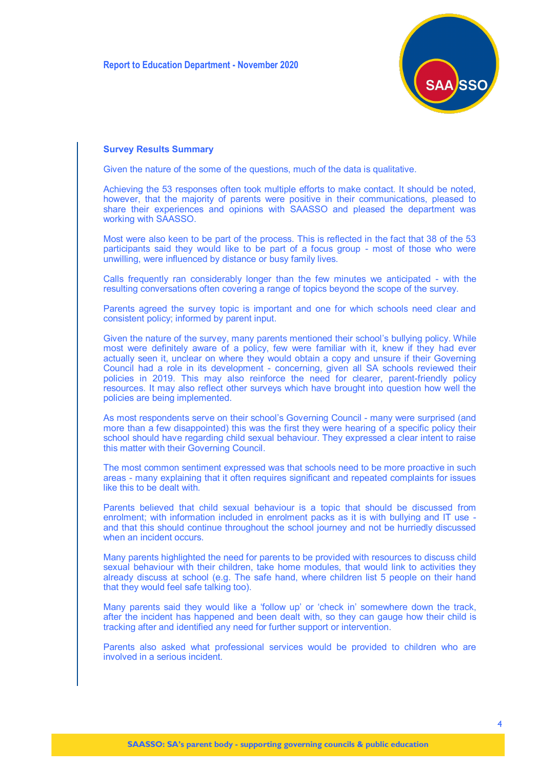## Survey Results Summary

Given the nature of the some of the questions, much of the data is qualitative.

Achieving the 53 responses often took multiple efforts to make contact. It should be noted, however, that the majority of parents were positive in their communications, pleased to share their experiences and opinions with SAASSO and pleased the department was working with SAASSO.

Most were also keen to be part of the process. This is reflected in the fact that 38 of the 53 participants said they would like to be part of a focus group - most of those who were unwilling, were influenced by distance or busy family lives.

Calls frequently ran considerably longer than the few minutes we anticipated - with the resulting conversations often covering a range of topics beyond the scope of the survey.

Parents agreed the survey topic is important and one for which schools need clear and consistent policy; informed by parent input.

Given the nature of the survey, many parents mentioned their school's bullying policy. While most were definitely aware of a policy, few were familiar with it, knew if they had ever actually seen it, unclear on where they would obtain a copy and unsure if their Governing Council had a role in its development - concerning, given all SA schools reviewed their policies in 2019. This may also reinforce the need for clearer, parent-friendly policy resources. It may also reflect other surveys which have brought into question how well the policies are being implemented.

As most respondents serve on their school's Governing Council - many were surprised (and more than a few disappointed) this was the first they were hearing of a specific policy their school should have regarding child sexual behaviour. They expressed a clear intent to raise this matter with their Governing Council.

The most common sentiment expressed was that schools need to be more proactive in such areas - many explaining that it often requires significant and repeated complaints for issues like this to be dealt with.

Parents believed that child sexual behaviour is a topic that should be discussed from enrolment; with information included in enrolment packs as it is with bullying and IT use - and that this should continue throughout the school journey and not be hurriedly discussed when an incident occurs.

Many parents highlighted the need for parents to be provided with resources to discuss child sexual behaviour with their children, take home modules, that would link to activities they already discuss at school (e.g. The safe hand, where children list 5 people on their hand that they would feel safe talking too).

Many parents said they would like a 'follow up' or 'check in' somewhere down the track, after the incident has happened and been dealt with, so they can gauge how their child is tracking after and identified any need for further support or intervention.

Parents also asked what professional services would be provided to children who are involved in a serious incident.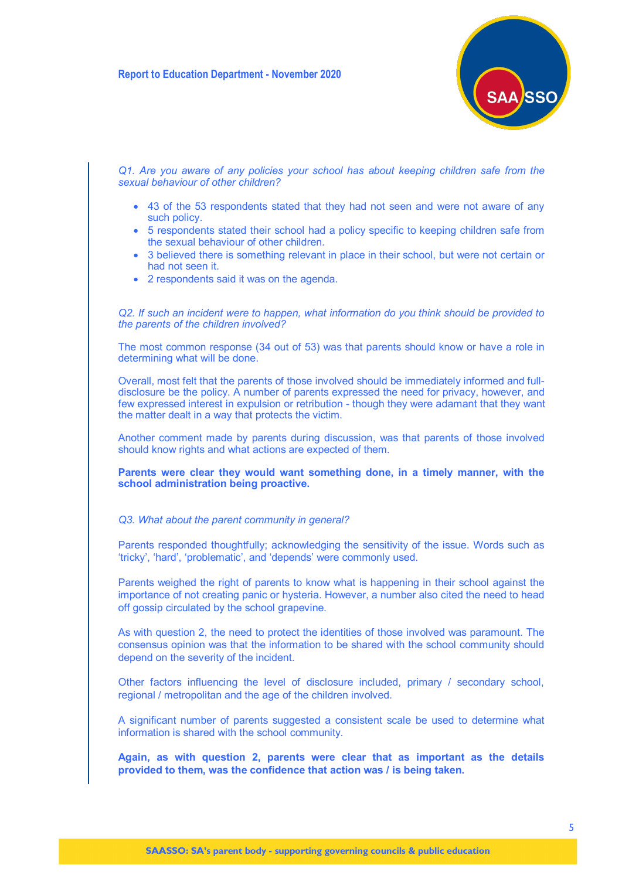*Q1. Are you aware of any policies your school has about keeping children safe from the sexual behaviour of other children?*

- 43 of the 53 respondents stated that they had not seen and were not aware of any such policy.
- 5 respondents stated their school had a policy specific to keeping children safe from the sexual behaviour of other children.
- 3 believed there is something relevant in place in their school, but were not certain or had not seen it.
- 2 respondents said it was on the agenda.

*Q2. If such an incident were to happen, what information do you think should be provided to the parents of the children involved?*

The most common response (34 out of 53) was that parents should know or have a role in determining what will be done.

Overall, most felt that the parents of those involved should be immediately informed and full-disclosure be the policy. A number of parents expressed the need for privacy, however, and few expressed interest in expulsion or retribution - though they were adamant that they want the matter dealt in a way that protects the victim.

Another comment made by parents during discussion, was that parents of those involved should know rights and what actions are expected of them.

**Parents were clear they would want something done, in a timely manner, with the school administration being proactive.**

*Q3. What about the parent community in general?*

Parents responded thoughtfully; acknowledging the sensitivity of the issue. Words such as 'tricky', 'hard', 'problematic', and 'depends' were commonly used.

Parents weighed the right of parents to know what is happening in their school against the importance of not creating panic or hysteria. However, a number also cited the need to head off gossip circulated by the school grapevine.

As with question 2, the need to protect the identities of those involved was paramount. The consensus opinion was that the information to be shared with the school community should depend on the severity of the incident.

Other factors influencing the level of disclosure included, primary / secondary school, regional / metropolitan and the age of the children involved.

A significant number of parents suggested a consistent scale be used to determine what information is shared with the school community.

**Again, as with question 2, parents were clear that as important as the details provided to them, was the confidence that action was / is being taken.**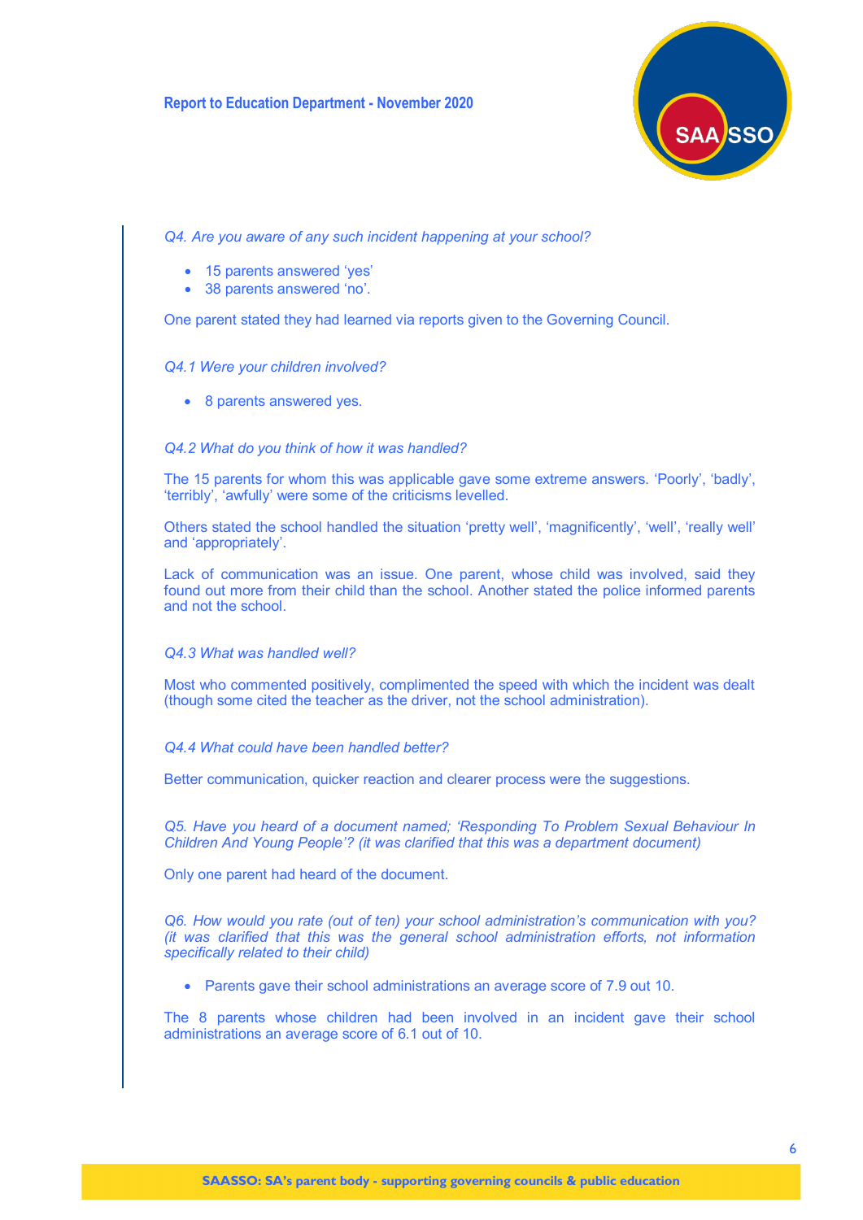*Q4. Are you aware of any such incident happening at your school?*

- 15 parents answered 'yes'
- 38 parents answered 'no'.

One parent stated they had learned via reports given to the Governing Council.

*Q4.1 Were your children involved?*

- 8 parents answered yes.

*Q4.2 What do you think of how it was handled?*

The 15 parents for whom this was applicable gave some extreme answers. 'Poorly', 'badly', 'terribly', 'awfully' were some of the criticisms levelled.

Others stated the school handled the situation 'pretty well', 'magnificently', 'well', 'really well' and 'appropriately'.

Lack of communication was an issue. One parent, whose child was involved, said they found out more from their child than the school. Another stated the police informed parents and not the school.

*Q4.3 What was handled well?*

Most who commented positively, complimented the speed with which the incident was dealt (though some cited the teacher as the driver, not the school administration).

*Q4.4 What could have been handled better?*

Better communication, quicker reaction and clearer process were the suggestions.

*Q5. Have you heard of a document named; 'Responding To Problem Sexual Behaviour In Children And Young People'? (it was clarified that this was a department document)*

Only one parent had heard of the document.

*Q6. How would you rate (out of ten) your school administration's communication with you? (it was clarified that this was the general school administration efforts, not information specifically related to their child)*

- Parents gave their school administrations an average score of 7.9 out 10.

The 8 parents whose children had been involved in an incident gave their school administrations an average score of 6.1 out of 10.